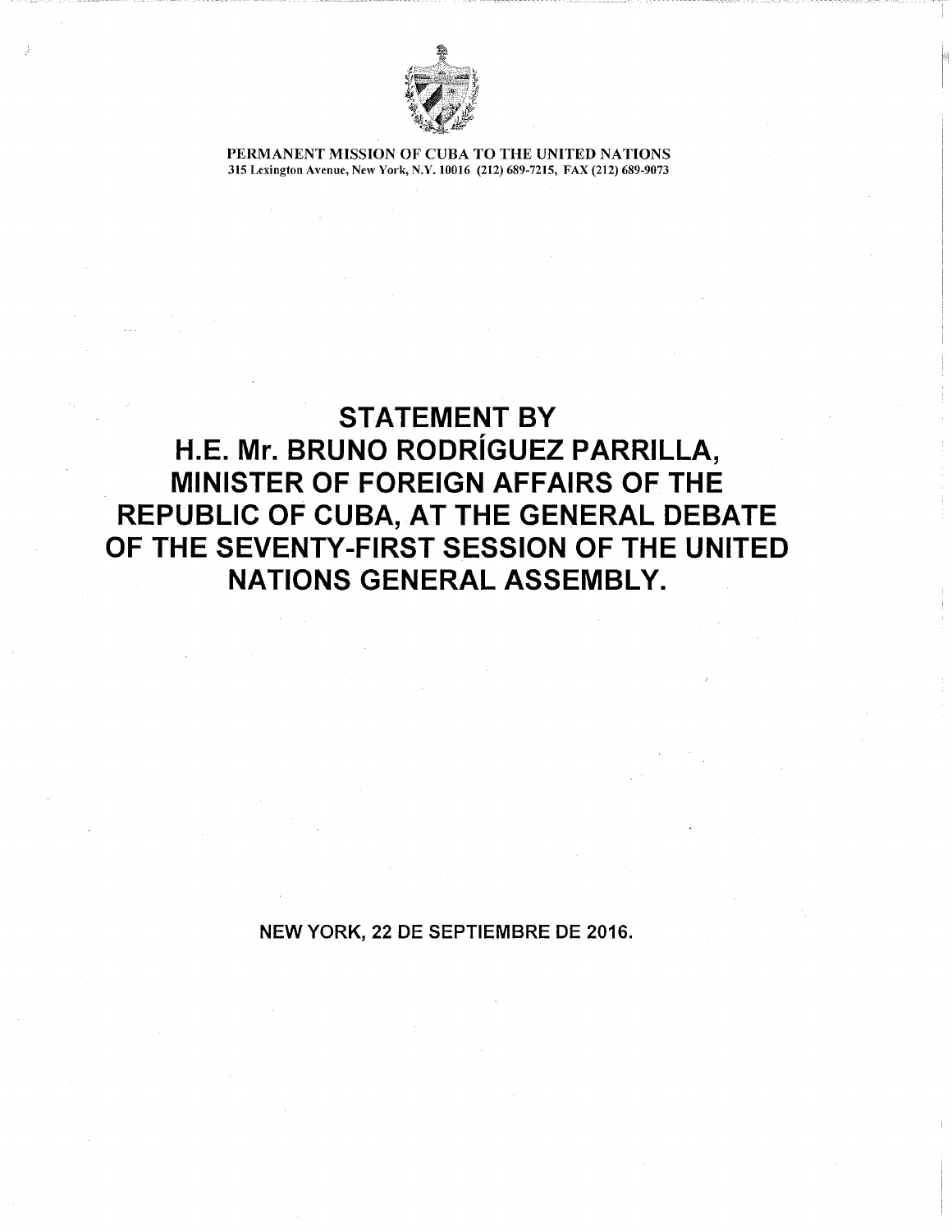PERMANENT MISSION OF CUBA TO THE UNITED NATIONS
315 Lexington Avenue, New York, N.Y. 10016 (212) 689-7215, FAX (212) 689-9073

# STATEMENT BY H.E. Mr. BRUNO RODRÍGUEZ PARRILLA, MINISTER OF FOREIGN AFFAIRS OF THE REPUBLIC OF CUBA, AT THE GENERAL DEBATE OF THE SEVENTY-FIRST SESSION OF THE UNITED NATIONS GENERAL ASSEMBLY.

NEW YORK, 22 DE SEPTIEMBRE DE 2016.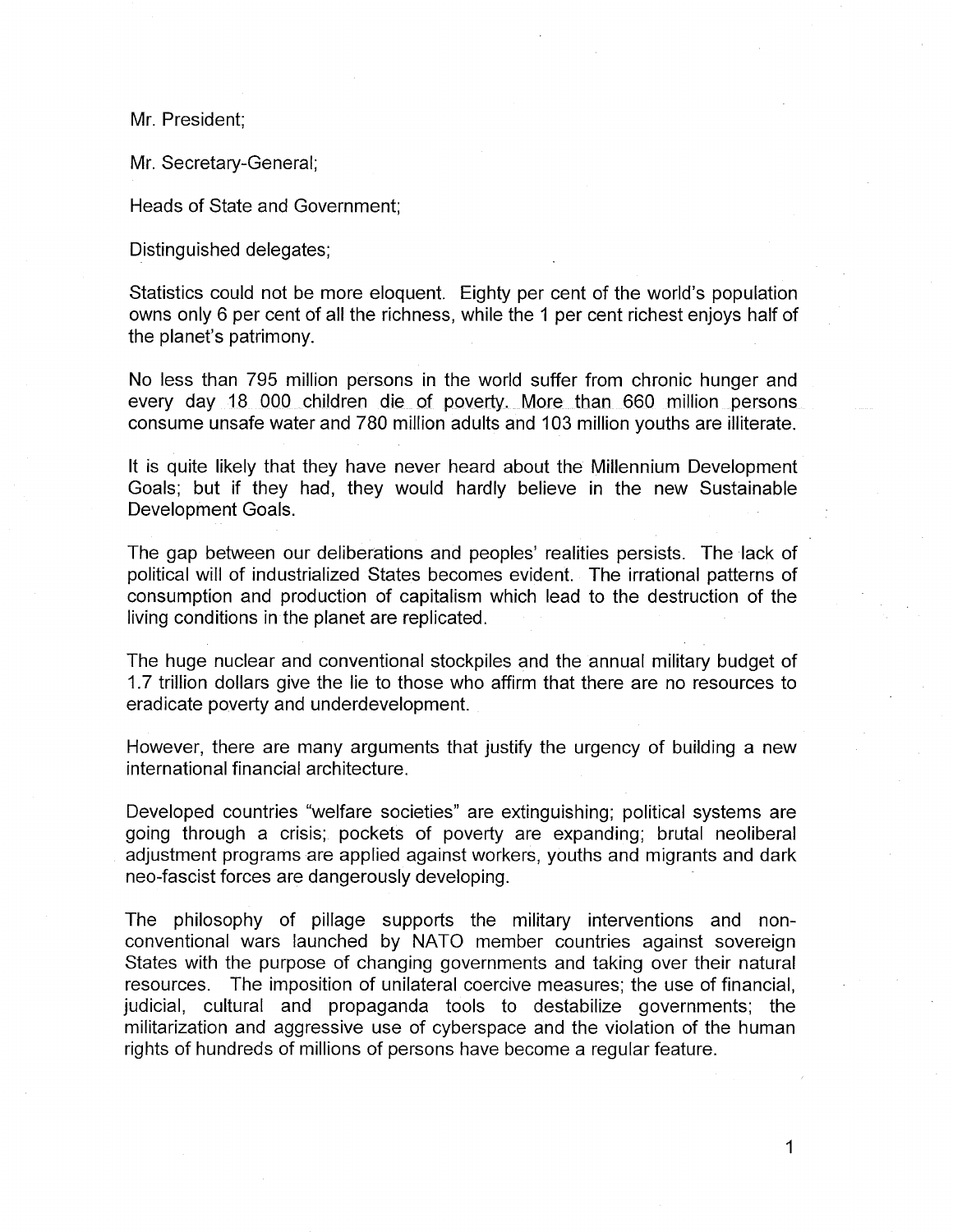Mr. President;

Mr. Secretary-General;

Heads of State and Government;

Distinguished delegates;

Statistics could not be more eloquent. Eighty per cent of the world's population owns only 6 per cent of all the richness, while the 1 per cent richest enjoys half of the planet's patrimony.

No less than 795 million persons in the world suffer from chronic hunger and every day 18 000 children die of poverty. More than 660 million persons consume unsafe water and 780 million adults and 103 million youths are illiterate.

It is quite likely that they have never heard about the Millennium Development Goals; but if they had, they would hardly believe in the new Sustainable Development Goals.

The gap between our deliberations and peoples' realities persists. The lack of political will of industrialized States becomes evident. The irrational patterns of consumption and production of capitalism which lead to the destruction of the living conditions in the planet are replicated.

The huge nuclear and conventional stockpiles and the annual military budget of 1.7 trillion dollars give the lie to those who affirm that there are no resources to eradicate poverty and underdevelopment.

However, there are many arguments that justify the urgency of building a new international financial architecture.

Developed countries "welfare societies" are extinguishing; political systems are going through a crisis; pockets of poverty are expanding; brutal neoliberal adjustment programs are applied against workers, youths and migrants and dark neo-fascist forces are dangerously developing.

The philosophy of pillage supports the military interventions and non-conventional wars launched by NATO member countries against sovereign States with the purpose of changing governments and taking over their natural resources. The imposition of unilateral coercive measures; the use of financial, judicial, cultural and propaganda tools to destabilize governments; the militarization and aggressive use of cyberspace and the violation of the human rights of hundreds of millions of persons have become a regular feature.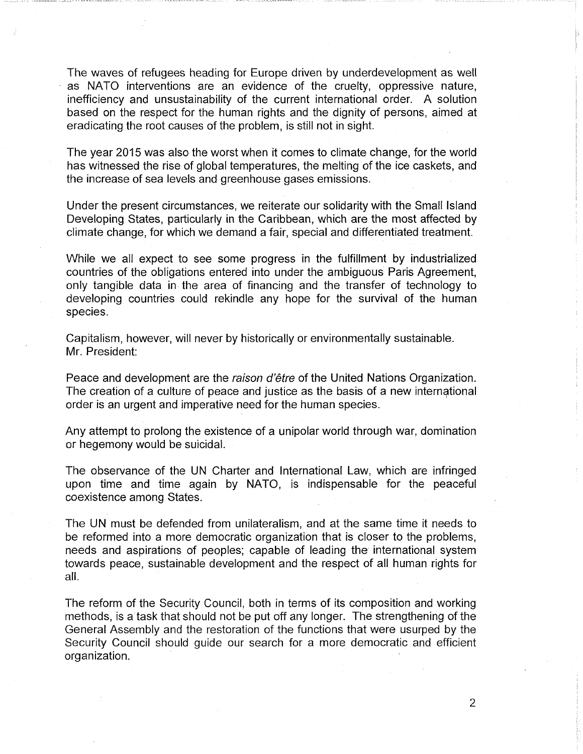The waves of refugees heading for Europe driven by underdevelopment as well as NATO interventions are an evidence of the cruelty, oppressive nature, inefficiency and unsustainability of the current international order. A solution based on the respect for the human rights and the dignity of persons, aimed at eradicating the root causes of the problem, is still not in sight.

The year 2015 was also the worst when it comes to climate change, for the world has witnessed the rise of global temperatures, the melting of the ice caskets, and the increase of sea levels and greenhouse gases emissions.

Under the present circumstances, we reiterate our solidarity with the Small Island Developing States, particularly in the Caribbean, which are the most affected by climate change, for which we demand a fair, special and differentiated treatment.

While we all expect to see some progress in the fulfillment by industrialized countries of the obligations entered into under the ambiguous Paris Agreement, only tangible data in the area of financing and the transfer of technology to developing countries could rekindle any hope for the survival of the human species.

Capitalism, however, will never by historically or environmentally sustainable.
Mr. President:

Peace and development are the *raison d'être* of the United Nations Organization. The creation of a culture of peace and justice as the basis of a new international order is an urgent and imperative need for the human species.

Any attempt to prolong the existence of a unipolar world through war, domination or hegemony would be suicidal.

The observance of the UN Charter and International Law, which are infringed upon time and time again by NATO, is indispensable for the peaceful coexistence among States.

The UN must be defended from unilateralism, and at the same time it needs to be reformed into a more democratic organization that is closer to the problems, needs and aspirations of peoples; capable of leading the international system towards peace, sustainable development and the respect of all human rights for all.

The reform of the Security Council, both in terms of its composition and working methods, is a task that should not be put off any longer. The strengthening of the General Assembly and the restoration of the functions that were usurped by the Security Council should guide our search for a more democratic and efficient organization.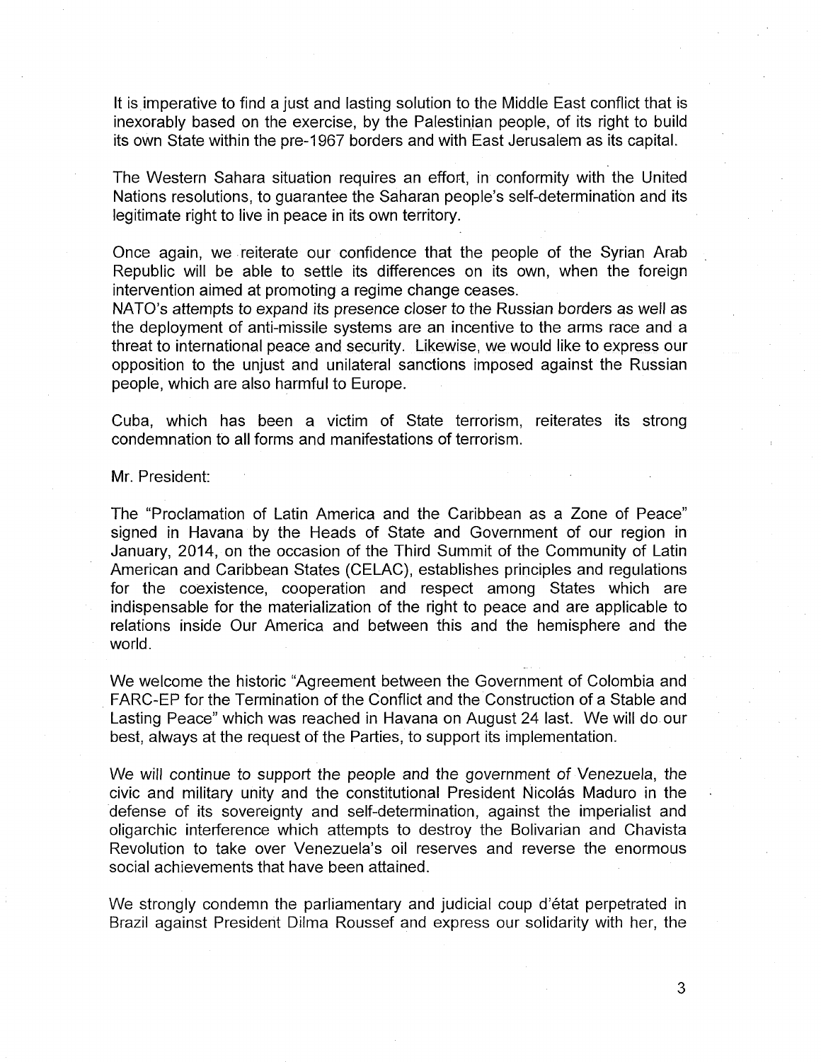It is imperative to find a just and lasting solution to the Middle East conflict that is inexorably based on the exercise, by the Palestinian people, of its right to build its own State within the pre-1967 borders and with East Jerusalem as its capital.

The Western Sahara situation requires an effort, in conformity with the United Nations resolutions, to guarantee the Saharan people's self-determination and its legitimate right to live in peace in its own territory.

Once again, we reiterate our confidence that the people of the Syrian Arab Republic will be able to settle its differences on its own, when the foreign intervention aimed at promoting a regime change ceases.
NATO's attempts to expand its presence closer to the Russian borders as well as the deployment of anti-missile systems are an incentive to the arms race and a threat to international peace and security. Likewise, we would like to express our opposition to the unjust and unilateral sanctions imposed against the Russian people, which are also harmful to Europe.

Cuba, which has been a victim of State terrorism, reiterates its strong condemnation to all forms and manifestations of terrorism.

Mr. President:

The "Proclamation of Latin America and the Caribbean as a Zone of Peace" signed in Havana by the Heads of State and Government of our region in January, 2014, on the occasion of the Third Summit of the Community of Latin American and Caribbean States (CELAC), establishes principles and regulations for the coexistence, cooperation and respect among States which are indispensable for the materialization of the right to peace and are applicable to relations inside Our America and between this and the hemisphere and the world.

We welcome the historic "Agreement between the Government of Colombia and FARC-EP for the Termination of the Conflict and the Construction of a Stable and Lasting Peace" which was reached in Havana on August 24 last. We will do our best, always at the request of the Parties, to support its implementation.

We will continue to support the people and the government of Venezuela, the civic and military unity and the constitutional President Nicolás Maduro in the defense of its sovereignty and self-determination, against the imperialist and oligarchic interference which attempts to destroy the Bolivarian and Chavista Revolution to take over Venezuela's oil reserves and reverse the enormous social achievements that have been attained.

We strongly condemn the parliamentary and judicial coup d'état perpetrated in Brazil against President Dilma Roussef and express our solidarity with her, the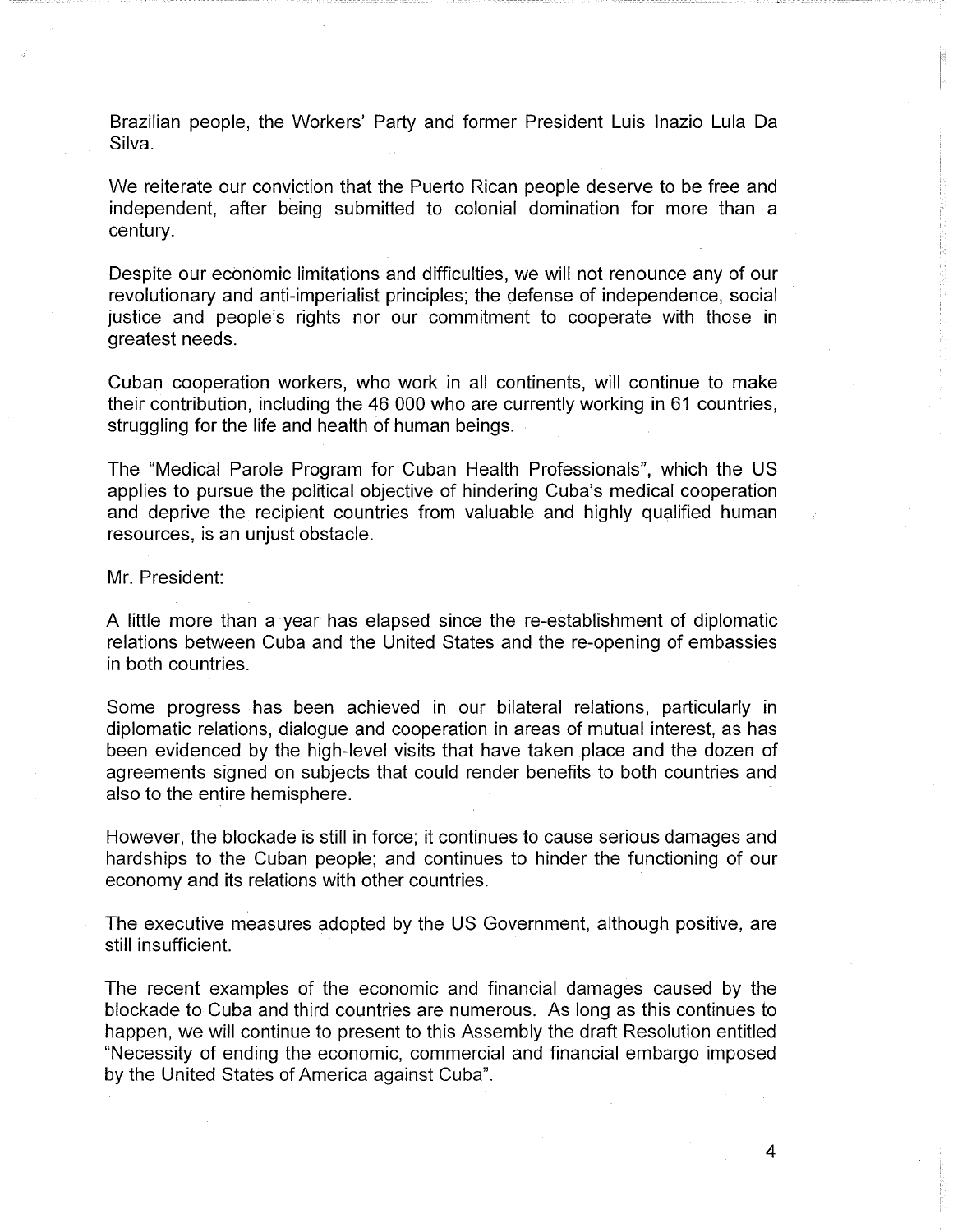Brazilian people, the Workers' Party and former President Luis Inazio Lula Da Silva.

We reiterate our conviction that the Puerto Rican people deserve to be free and independent, after being submitted to colonial domination for more than a century.

Despite our economic limitations and difficulties, we will not renounce any of our revolutionary and anti-imperialist principles; the defense of independence, social justice and people's rights nor our commitment to cooperate with those in greatest needs.

Cuban cooperation workers, who work in all continents, will continue to make their contribution, including the 46 000 who are currently working in 61 countries, struggling for the life and health of human beings.

The "Medical Parole Program for Cuban Health Professionals", which the US applies to pursue the political objective of hindering Cuba's medical cooperation and deprive the recipient countries from valuable and highly qualified human resources, is an unjust obstacle.

Mr. President:

A little more than a year has elapsed since the re-establishment of diplomatic relations between Cuba and the United States and the re-opening of embassies in both countries.

Some progress has been achieved in our bilateral relations, particularly in diplomatic relations, dialogue and cooperation in areas of mutual interest, as has been evidenced by the high-level visits that have taken place and the dozen of agreements signed on subjects that could render benefits to both countries and also to the entire hemisphere.

However, the blockade is still in force; it continues to cause serious damages and hardships to the Cuban people; and continues to hinder the functioning of our economy and its relations with other countries.

The executive measures adopted by the US Government, although positive, are still insufficient.

The recent examples of the economic and financial damages caused by the blockade to Cuba and third countries are numerous. As long as this continues to happen, we will continue to present to this Assembly the draft Resolution entitled "Necessity of ending the economic, commercial and financial embargo imposed by the United States of America against Cuba".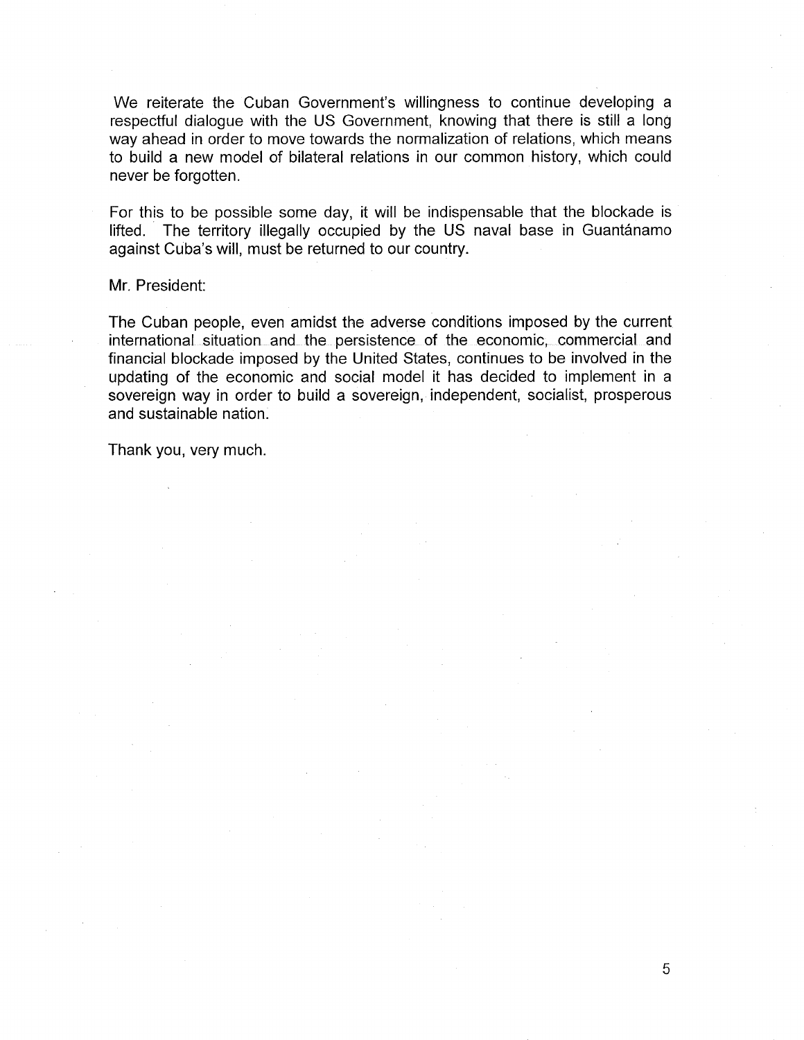We reiterate the Cuban Government's willingness to continue developing a respectful dialogue with the US Government, knowing that there is still a long way ahead in order to move towards the normalization of relations, which means to build a new model of bilateral relations in our common history, which could never be forgotten.

For this to be possible some day, it will be indispensable that the blockade is lifted. The territory illegally occupied by the US naval base in Guantánamo against Cuba's will, must be returned to our country.

Mr. President:

The Cuban people, even amidst the adverse conditions imposed by the current international situation and the persistence of the economic, commercial and financial blockade imposed by the United States, continues to be involved in the updating of the economic and social model it has decided to implement in a sovereign way in order to build a sovereign, independent, socialist, prosperous and sustainable nation.

Thank you, very much.